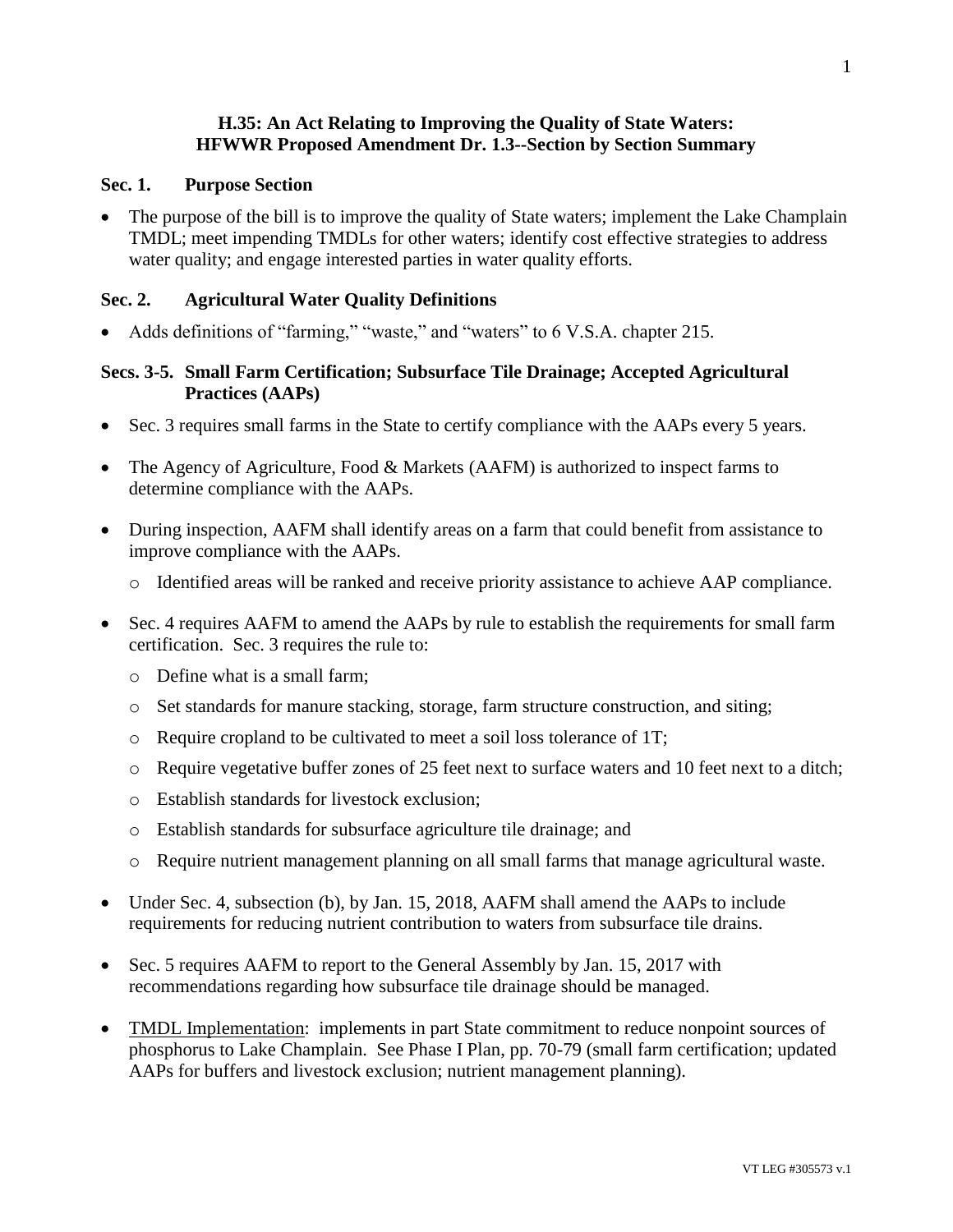# H.35: An Act Relating to Improving the Quality of State Waters: HFWWR Proposed Amendment Dr. 1.3--Section by Section Summary

## Sec. 1. Purpose Section

- The purpose of the bill is to improve the quality of State waters; implement the Lake Champlain TMDL; meet impending TMDLs for other waters; identify cost effective strategies to address water quality; and engage interested parties in water quality efforts.

## Sec. 2. Agricultural Water Quality Definitions

- Adds definitions of "farming," "waste," and "waters" to 6 V.S.A. chapter 215.

## Secs. 3-5. Small Farm Certification; Subsurface Tile Drainage; Accepted Agricultural Practices (AAPs)

- Sec. 3 requires small farms in the State to certify compliance with the AAPs every 5 years.
- The Agency of Agriculture, Food & Markets (AAFM) is authorized to inspect farms to determine compliance with the AAPs.
- During inspection, AAFM shall identify areas on a farm that could benefit from assistance to improve compliance with the AAPs.
  - Identified areas will be ranked and receive priority assistance to achieve AAP compliance.
- Sec. 4 requires AAFM to amend the AAPs by rule to establish the requirements for small farm certification. Sec. 3 requires the rule to:
  - Define what is a small farm;
  - Set standards for manure stacking, storage, farm structure construction, and siting;
  - Require cropland to be cultivated to meet a soil loss tolerance of 1T;
  - Require vegetative buffer zones of 25 feet next to surface waters and 10 feet next to a ditch;
  - Establish standards for livestock exclusion;
  - Establish standards for subsurface agriculture tile drainage; and
  - Require nutrient management planning on all small farms that manage agricultural waste.
- Under Sec. 4, subsection (b), by Jan. 15, 2018, AAFM shall amend the AAPs to include requirements for reducing nutrient contribution to waters from subsurface tile drains.
- Sec. 5 requires AAFM to report to the General Assembly by Jan. 15, 2017 with recommendations regarding how subsurface tile drainage should be managed.
- TMDL Implementation: implements in part State commitment to reduce nonpoint sources of phosphorus to Lake Champlain. See Phase I Plan, pp. 70-79 (small farm certification; updated AAPs for buffers and livestock exclusion; nutrient management planning).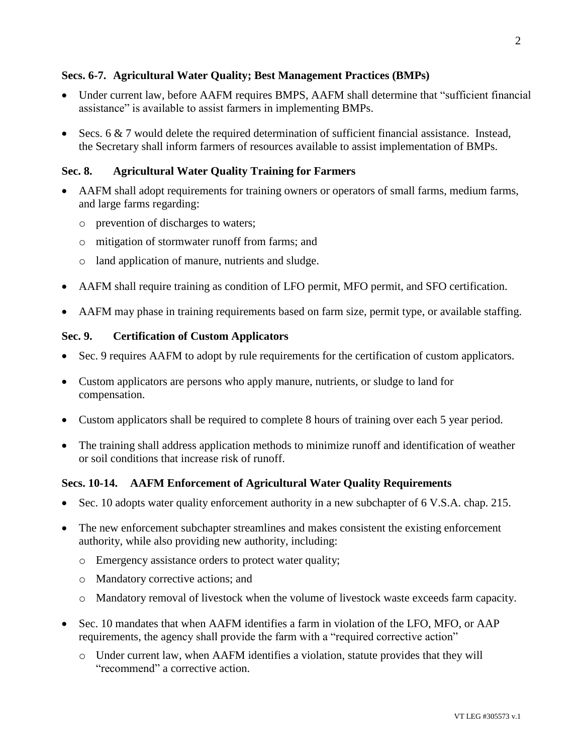### Secs. 6-7. Agricultural Water Quality; Best Management Practices (BMPs)

- Under current law, before AAFM requires BMPS, AAFM shall determine that "sufficient financial assistance" is available to assist farmers in implementing BMPs.
- Secs. 6 & 7 would delete the required determination of sufficient financial assistance. Instead, the Secretary shall inform farmers of resources available to assist implementation of BMPs.

### Sec. 8. Agricultural Water Quality Training for Farmers

- AAFM shall adopt requirements for training owners or operators of small farms, medium farms, and large farms regarding:
  - prevention of discharges to waters;
  - mitigation of stormwater runoff from farms; and
  - land application of manure, nutrients and sludge.
- AAFM shall require training as condition of LFO permit, MFO permit, and SFO certification.
- AAFM may phase in training requirements based on farm size, permit type, or available staffing.

### Sec. 9. Certification of Custom Applicators

- Sec. 9 requires AAFM to adopt by rule requirements for the certification of custom applicators.
- Custom applicators are persons who apply manure, nutrients, or sludge to land for compensation.
- Custom applicators shall be required to complete 8 hours of training over each 5 year period.
- The training shall address application methods to minimize runoff and identification of weather or soil conditions that increase risk of runoff.

### Secs. 10-14. AAFM Enforcement of Agricultural Water Quality Requirements

- Sec. 10 adopts water quality enforcement authority in a new subchapter of 6 V.S.A. chap. 215.
- The new enforcement subchapter streamlines and makes consistent the existing enforcement authority, while also providing new authority, including:
  - Emergency assistance orders to protect water quality;
  - Mandatory corrective actions; and
  - Mandatory removal of livestock when the volume of livestock waste exceeds farm capacity.
- Sec. 10 mandates that when AAFM identifies a farm in violation of the LFO, MFO, or AAP requirements, the agency shall provide the farm with a "required corrective action"
  - Under current law, when AAFM identifies a violation, statute provides that they will "recommend" a corrective action.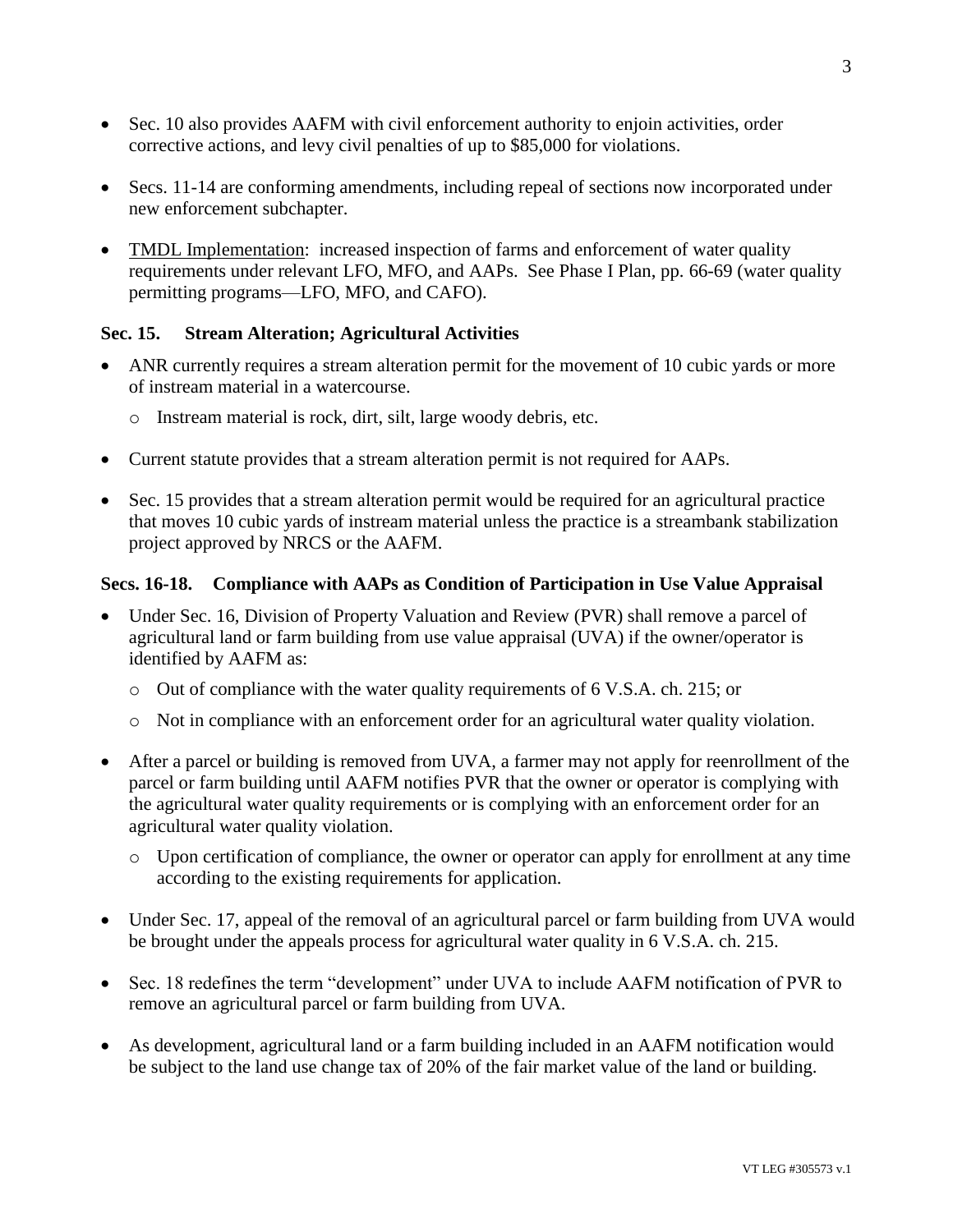- Sec. 10 also provides AAFM with civil enforcement authority to enjoin activities, order corrective actions, and levy civil penalties of up to $85,000 for violations.

- Secs. 11-14 are conforming amendments, including repeal of sections now incorporated under new enforcement subchapter.

- TMDL Implementation: increased inspection of farms and enforcement of water quality requirements under relevant LFO, MFO, and AAPs. See Phase I Plan, pp. 66-69 (water quality permitting programs—LFO, MFO, and CAFO).

### Sec. 15. Stream Alteration; Agricultural Activities

- ANR currently requires a stream alteration permit for the movement of 10 cubic yards or more of instream material in a watercourse.
    - Instream material is rock, dirt, silt, large woody debris, etc.

- Current statute provides that a stream alteration permit is not required for AAPs.

- Sec. 15 provides that a stream alteration permit would be required for an agricultural practice that moves 10 cubic yards of instream material unless the practice is a streambank stabilization project approved by NRCS or the AAFM.

### Secs. 16-18. Compliance with AAPs as Condition of Participation in Use Value Appraisal

- Under Sec. 16, Division of Property Valuation and Review (PVR) shall remove a parcel of agricultural land or farm building from use value appraisal (UVA) if the owner/operator is identified by AAFM as:
    - Out of compliance with the water quality requirements of 6 V.S.A. ch. 215; or
    - Not in compliance with an enforcement order for an agricultural water quality violation.

- After a parcel or building is removed from UVA, a farmer may not apply for reenrollment of the parcel or farm building until AAFM notifies PVR that the owner or operator is complying with the agricultural water quality requirements or is complying with an enforcement order for an agricultural water quality violation.
    - Upon certification of compliance, the owner or operator can apply for enrollment at any time according to the existing requirements for application.

- Under Sec. 17, appeal of the removal of an agricultural parcel or farm building from UVA would be brought under the appeals process for agricultural water quality in 6 V.S.A. ch. 215.

- Sec. 18 redefines the term "development" under UVA to include AAFM notification of PVR to remove an agricultural parcel or farm building from UVA.

- As development, agricultural land or a farm building included in an AAFM notification would be subject to the land use change tax of 20% of the fair market value of the land or building.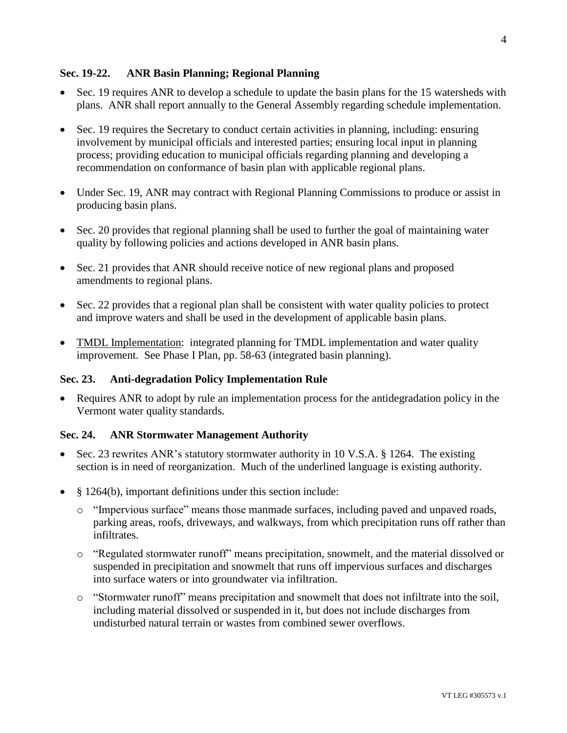### Sec. 19-22. ANR Basin Planning; Regional Planning

- Sec. 19 requires ANR to develop a schedule to update the basin plans for the 15 watersheds with plans. ANR shall report annually to the General Assembly regarding schedule implementation.
- Sec. 19 requires the Secretary to conduct certain activities in planning, including: ensuring involvement by municipal officials and interested parties; ensuring local input in planning process; providing education to municipal officials regarding planning and developing a recommendation on conformance of basin plan with applicable regional plans.
- Under Sec. 19, ANR may contract with Regional Planning Commissions to produce or assist in producing basin plans.
- Sec. 20 provides that regional planning shall be used to further the goal of maintaining water quality by following policies and actions developed in ANR basin plans.
- Sec. 21 provides that ANR should receive notice of new regional plans and proposed amendments to regional plans.
- Sec. 22 provides that a regional plan shall be consistent with water quality policies to protect and improve waters and shall be used in the development of applicable basin plans.
- TMDL Implementation: integrated planning for TMDL implementation and water quality improvement. See Phase I Plan, pp. 58-63 (integrated basin planning).

### Sec. 23. Anti-degradation Policy Implementation Rule

- Requires ANR to adopt by rule an implementation process for the antidegradation policy in the Vermont water quality standards.

### Sec. 24. ANR Stormwater Management Authority

- Sec. 23 rewrites ANR's statutory stormwater authority in 10 V.S.A. § 1264. The existing section is in need of reorganization. Much of the underlined language is existing authority.
- § 1264(b), important definitions under this section include:
  - "Impervious surface" means those manmade surfaces, including paved and unpaved roads, parking areas, roofs, driveways, and walkways, from which precipitation runs off rather than infiltrates.
  - "Regulated stormwater runoff" means precipitation, snowmelt, and the material dissolved or suspended in precipitation and snowmelt that runs off impervious surfaces and discharges into surface waters or into groundwater via infiltration.
  - "Stormwater runoff" means precipitation and snowmelt that does not infiltrate into the soil, including material dissolved or suspended in it, but does not include discharges from undisturbed natural terrain or wastes from combined sewer overflows.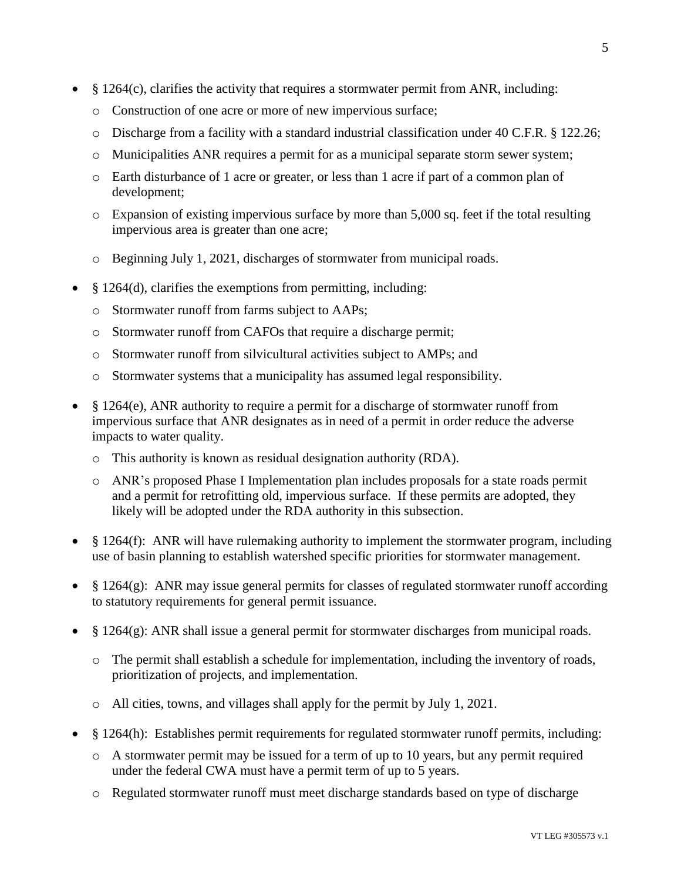- § 1264(c), clarifies the activity that requires a stormwater permit from ANR, including:
  - Construction of one acre or more of new impervious surface;
  - Discharge from a facility with a standard industrial classification under 40 C.F.R. § 122.26;
  - Municipalities ANR requires a permit for as a municipal separate storm sewer system;
  - Earth disturbance of 1 acre or greater, or less than 1 acre if part of a common plan of development;
  - Expansion of existing impervious surface by more than 5,000 sq. feet if the total resulting impervious area is greater than one acre;
  - Beginning July 1, 2021, discharges of stormwater from municipal roads.
- § 1264(d), clarifies the exemptions from permitting, including:
  - Stormwater runoff from farms subject to AAPs;
  - Stormwater runoff from CAFOs that require a discharge permit;
  - Stormwater runoff from silvicultural activities subject to AMPs; and
  - Stormwater systems that a municipality has assumed legal responsibility.
- § 1264(e), ANR authority to require a permit for a discharge of stormwater runoff from impervious surface that ANR designates as in need of a permit in order reduce the adverse impacts to water quality.
  - This authority is known as residual designation authority (RDA).
  - ANR's proposed Phase I Implementation plan includes proposals for a state roads permit and a permit for retrofitting old, impervious surface. If these permits are adopted, they likely will be adopted under the RDA authority in this subsection.
- § 1264(f): ANR will have rulemaking authority to implement the stormwater program, including use of basin planning to establish watershed specific priorities for stormwater management.
- § 1264(g): ANR may issue general permits for classes of regulated stormwater runoff according to statutory requirements for general permit issuance.
- § 1264(g): ANR shall issue a general permit for stormwater discharges from municipal roads.
  - The permit shall establish a schedule for implementation, including the inventory of roads, prioritization of projects, and implementation.
  - All cities, towns, and villages shall apply for the permit by July 1, 2021.
- § 1264(h): Establishes permit requirements for regulated stormwater runoff permits, including:
  - A stormwater permit may be issued for a term of up to 10 years, but any permit required under the federal CWA must have a permit term of up to 5 years.
  - Regulated stormwater runoff must meet discharge standards based on type of discharge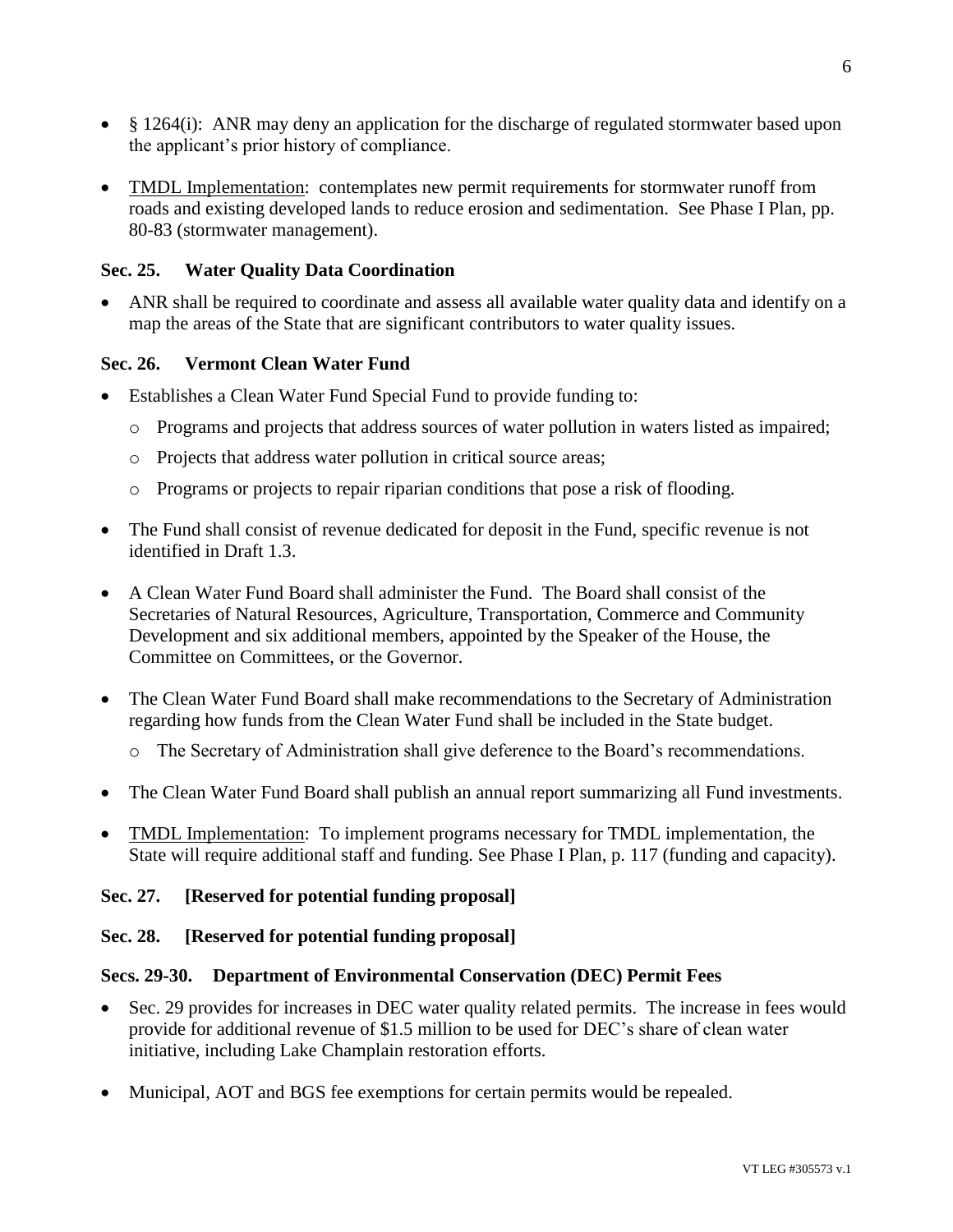- § 1264(i): ANR may deny an application for the discharge of regulated stormwater based upon the applicant's prior history of compliance.

- TMDL Implementation: contemplates new permit requirements for stormwater runoff from roads and existing developed lands to reduce erosion and sedimentation. See Phase I Plan, pp. 80-83 (stormwater management).

### Sec. 25. Water Quality Data Coordination

- ANR shall be required to coordinate and assess all available water quality data and identify on a map the areas of the State that are significant contributors to water quality issues.

### Sec. 26. Vermont Clean Water Fund

- Establishes a Clean Water Fund Special Fund to provide funding to:
  - Programs and projects that address sources of water pollution in waters listed as impaired;
  - Projects that address water pollution in critical source areas;
  - Programs or projects to repair riparian conditions that pose a risk of flooding.

- The Fund shall consist of revenue dedicated for deposit in the Fund, specific revenue is not identified in Draft 1.3.

- A Clean Water Fund Board shall administer the Fund. The Board shall consist of the Secretaries of Natural Resources, Agriculture, Transportation, Commerce and Community Development and six additional members, appointed by the Speaker of the House, the Committee on Committees, or the Governor.

- The Clean Water Fund Board shall make recommendations to the Secretary of Administration regarding how funds from the Clean Water Fund shall be included in the State budget.
  - The Secretary of Administration shall give deference to the Board's recommendations.

- The Clean Water Fund Board shall publish an annual report summarizing all Fund investments.

- TMDL Implementation: To implement programs necessary for TMDL implementation, the State will require additional staff and funding. See Phase I Plan, p. 117 (funding and capacity).

### Sec. 27. [Reserved for potential funding proposal]

### Sec. 28. [Reserved for potential funding proposal]

### Secs. 29-30. Department of Environmental Conservation (DEC) Permit Fees

- Sec. 29 provides for increases in DEC water quality related permits. The increase in fees would provide for additional revenue of $1.5 million to be used for DEC's share of clean water initiative, including Lake Champlain restoration efforts.

- Municipal, AOT and BGS fee exemptions for certain permits would be repealed.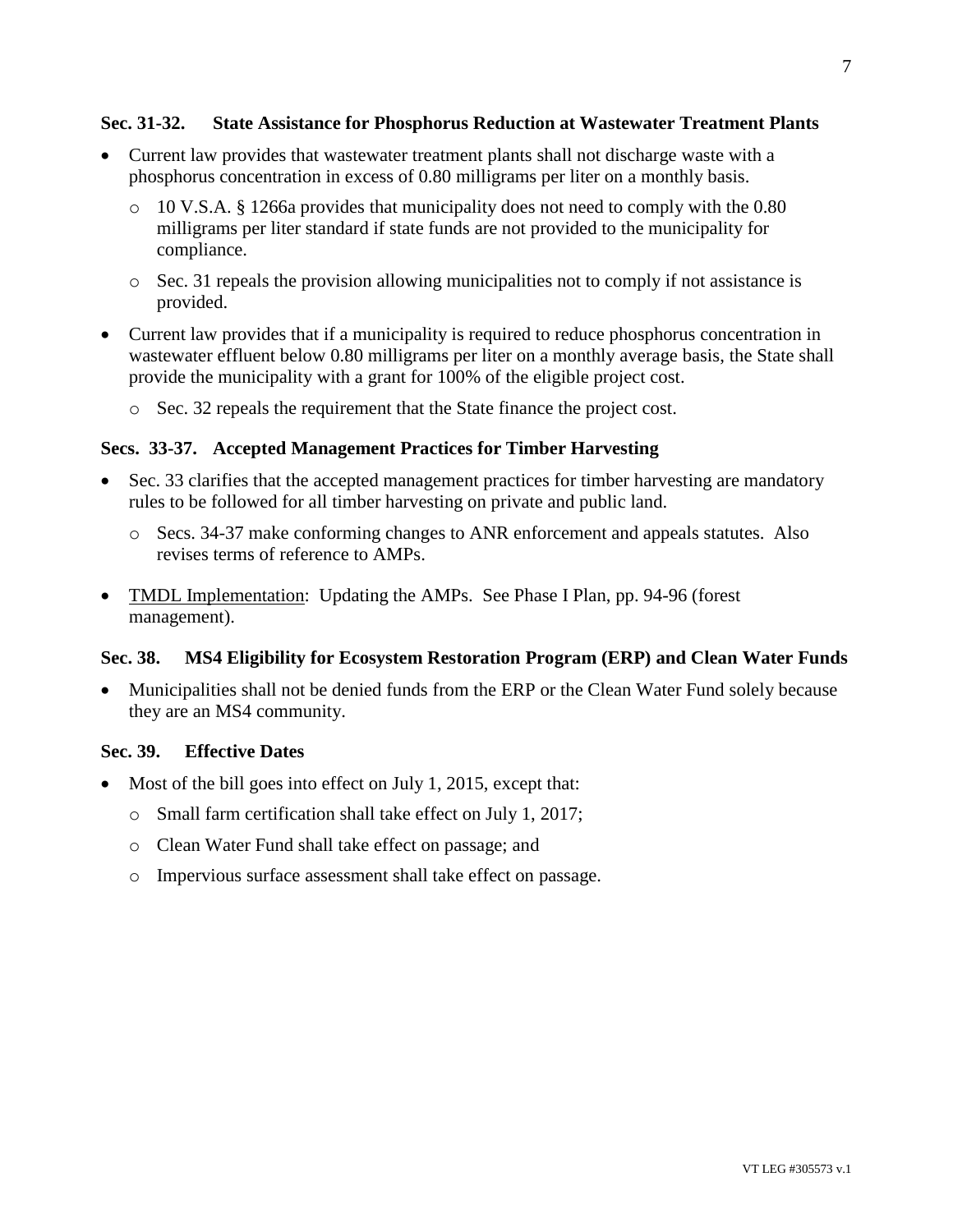### Sec. 31-32. State Assistance for Phosphorus Reduction at Wastewater Treatment Plants

- Current law provides that wastewater treatment plants shall not discharge waste with a phosphorus concentration in excess of 0.80 milligrams per liter on a monthly basis.
  - 10 V.S.A. § 1266a provides that municipality does not need to comply with the 0.80 milligrams per liter standard if state funds are not provided to the municipality for compliance.
  - Sec. 31 repeals the provision allowing municipalities not to comply if not assistance is provided.
- Current law provides that if a municipality is required to reduce phosphorus concentration in wastewater effluent below 0.80 milligrams per liter on a monthly average basis, the State shall provide the municipality with a grant for 100% of the eligible project cost.
  - Sec. 32 repeals the requirement that the State finance the project cost.

### Secs. 33-37. Accepted Management Practices for Timber Harvesting

- Sec. 33 clarifies that the accepted management practices for timber harvesting are mandatory rules to be followed for all timber harvesting on private and public land.
  - Secs. 34-37 make conforming changes to ANR enforcement and appeals statutes. Also revises terms of reference to AMPs.
- <u>TMDL Implementation</u>: Updating the AMPs. See Phase I Plan, pp. 94-96 (forest management).

### Sec. 38. MS4 Eligibility for Ecosystem Restoration Program (ERP) and Clean Water Funds

- Municipalities shall not be denied funds from the ERP or the Clean Water Fund solely because they are an MS4 community.

### Sec. 39. Effective Dates

- Most of the bill goes into effect on July 1, 2015, except that:
  - Small farm certification shall take effect on July 1, 2017;
  - Clean Water Fund shall take effect on passage; and
  - Impervious surface assessment shall take effect on passage.

VT LEG #305573 v.1